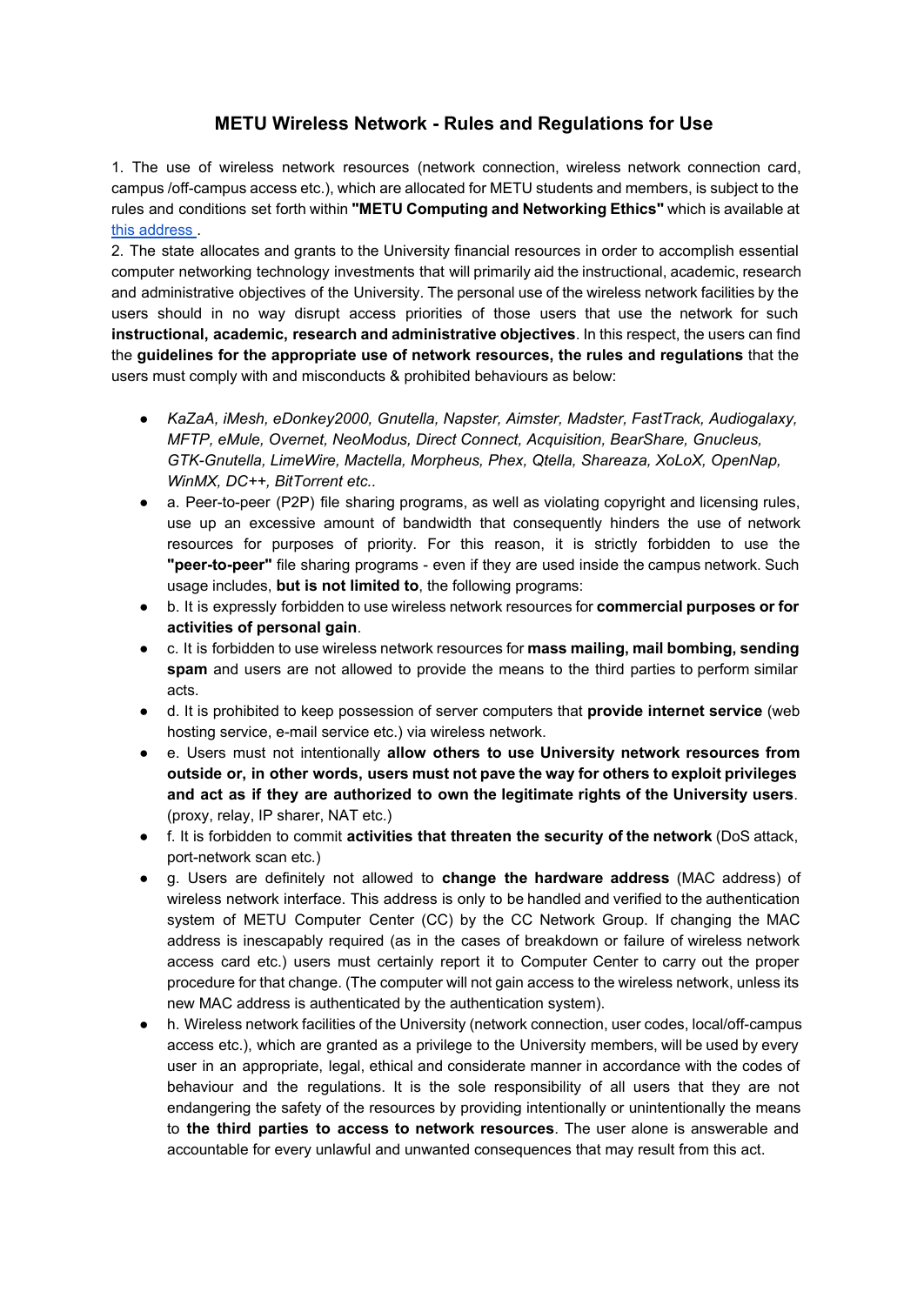# METU Wireless Network - Rules and Regulations for Use

1. The use of wireless network resources (network connection, wireless network connection card, campus /off-campus access etc.), which are allocated for METU students and members, is subject to the rules and conditions set forth within **"METU Computing and Networking Ethics"** which is available at [this address](#) .
2. The state allocates and grants to the University financial resources in order to accomplish essential computer networking technology investments that will primarily aid the instructional, academic, research and administrative objectives of the University. The personal use of the wireless network facilities by the users should in no way disrupt access priorities of those users that use the network for such **instructional, academic, research and administrative objectives**. In this respect, the users can find the **guidelines for the appropriate use of network resources, the rules and regulations** that the users must comply with and misconducts & prohibited behaviours as below:

- *KaZaA, iMesh, eDonkey2000, Gnutella, Napster, Aimster, Madster, FastTrack, Audiogalaxy, MFTP, eMule, Overnet, NeoModus, Direct Connect, Acquisition, BearShare, Gnucleus, GTK-Gnutella, LimeWire, Mactella, Morpheus, Phex, Qtella, Shareaza, XoLoX, OpenNap, WinMX, DC++, BitTorrent etc..*
- a. Peer-to-peer (P2P) file sharing programs, as well as violating copyright and licensing rules, use up an excessive amount of bandwidth that consequently hinders the use of network resources for purposes of priority. For this reason, it is strictly forbidden to use the **"peer-to-peer"** file sharing programs - even if they are used inside the campus network. Such usage includes, **but is not limited to**, the following programs:
- b. It is expressly forbidden to use wireless network resources for **commercial purposes or for activities of personal gain**.
- c. It is forbidden to use wireless network resources for **mass mailing, mail bombing, sending spam** and users are not allowed to provide the means to the third parties to perform similar acts.
- d. It is prohibited to keep possession of server computers that **provide internet service** (web hosting service, e-mail service etc.) via wireless network.
- e. Users must not intentionally **allow others to use University network resources from outside or, in other words, users must not pave the way for others to exploit privileges and act as if they are authorized to own the legitimate rights of the University users**. (proxy, relay, IP sharer, NAT etc.)
- f. It is forbidden to commit **activities that threaten the security of the network** (DoS attack, port-network scan etc.)
- g. Users are definitely not allowed to **change the hardware address** (MAC address) of wireless network interface. This address is only to be handled and verified to the authentication system of METU Computer Center (CC) by the CC Network Group. If changing the MAC address is inescapably required (as in the cases of breakdown or failure of wireless network access card etc.) users must certainly report it to Computer Center to carry out the proper procedure for that change. (The computer will not gain access to the wireless network, unless its new MAC address is authenticated by the authentication system).
- h. Wireless network facilities of the University (network connection, user codes, local/off-campus access etc.), which are granted as a privilege to the University members, will be used by every user in an appropriate, legal, ethical and considerate manner in accordance with the codes of behaviour and the regulations. It is the sole responsibility of all users that they are not endangering the safety of the resources by providing intentionally or unintentionally the means to **the third parties to access to network resources**. The user alone is answerable and accountable for every unlawful and unwanted consequences that may result from this act.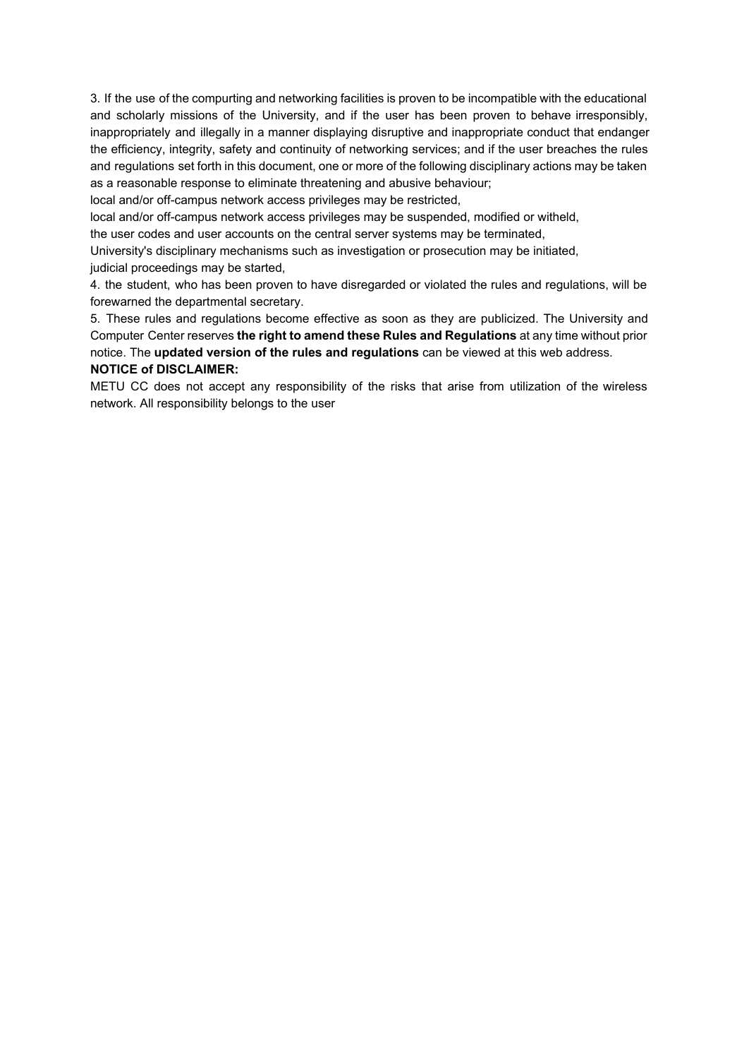3. If the use of the compurting and networking facilities is proven to be incompatible with the educational and scholarly missions of the University, and if the user has been proven to behave irresponsibly, inappropriately and illegally in a manner displaying disruptive and inappropriate conduct that endanger the efficiency, integrity, safety and continuity of networking services; and if the user breaches the rules and regulations set forth in this document, one or more of the following disciplinary actions may be taken as a reasonable response to eliminate threatening and abusive behaviour;

local and/or off-campus network access privileges may be restricted,

local and/or off-campus network access privileges may be suspended, modified or witheld,

the user codes and user accounts on the central server systems may be terminated,

University's disciplinary mechanisms such as investigation or prosecution may be initiated,

judicial proceedings may be started,

4. the student, who has been proven to have disregarded or violated the rules and regulations, will be forewarned the departmental secretary.

5. These rules and regulations become effective as soon as they are publicized. The University and Computer Center reserves **the right to amend these Rules and Regulations** at any time without prior notice. The **updated version of the rules and regulations** can be viewed at this web address.

**NOTICE of DISCLAIMER:**

METU CC does not accept any responsibility of the risks that arise from utilization of the wireless network. All responsibility belongs to the user